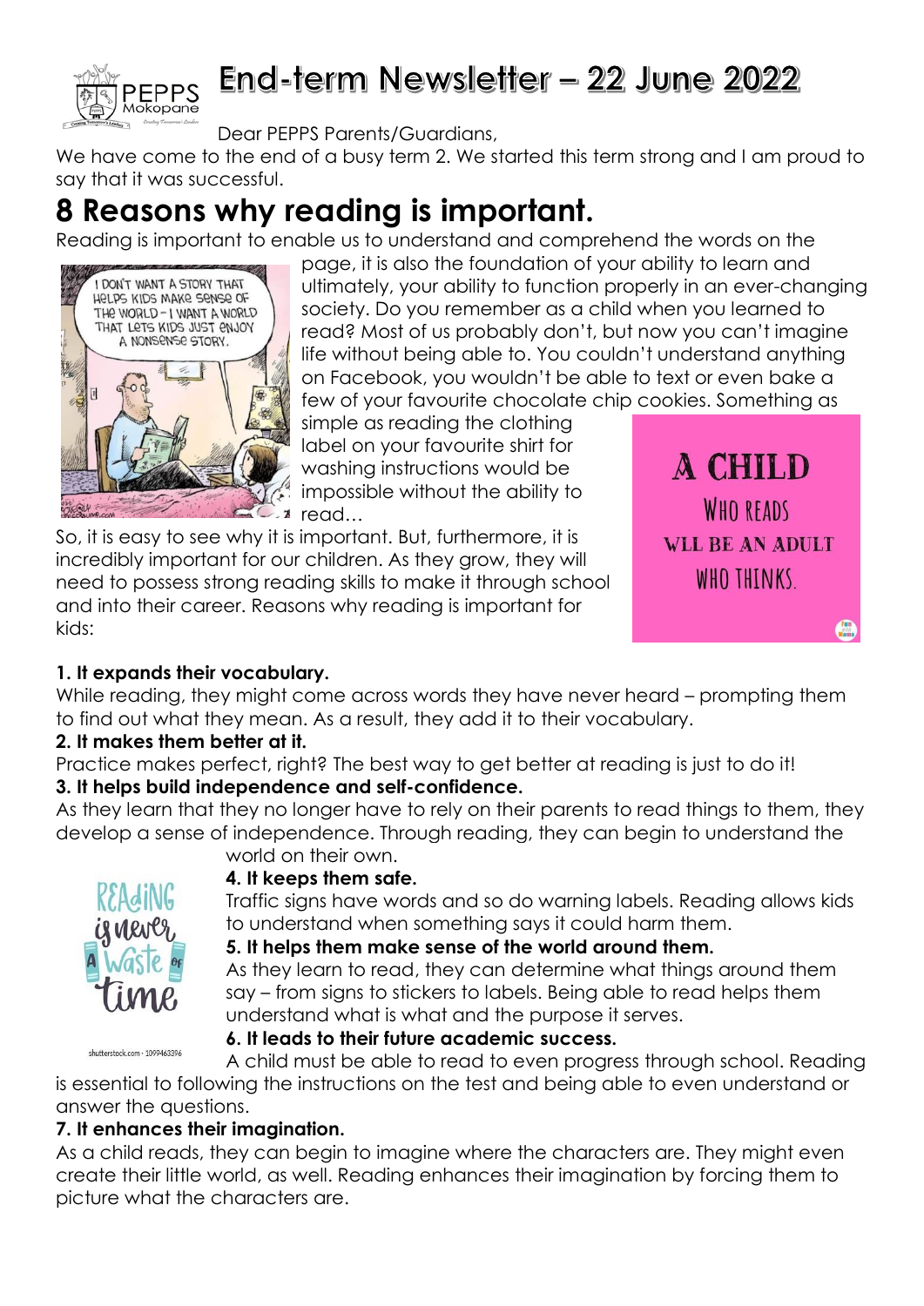# End-term Newsletter – 22 June 2022

Dear PEPPS Parents/Guardians,

We have come to the end of a busy term 2. We started this term strong and I am proud to say that it was successful.

## 8 Reasons why reading is important.

Reading is important to enable us to understand and comprehend the words on the page, it is also the foundation of your ability to learn and ultimately, your ability to function properly in an ever-changing society. Do you remember as a child when you learned to read? Most of us probably don't, but now you can't imagine life without being able to. You couldn't understand anything on Facebook, you wouldn't be able to text or even bake a few of your favourite chocolate chip cookies. Something as simple as reading the clothing label on your favourite shirt for washing instructions would be impossible without the ability to read…

So, it is easy to see why it is important. But, furthermore, it is incredibly important for our children. As they grow, they will need to possess strong reading skills to make it through school and into their career. Reasons why reading is important for kids:

**1. It expands their vocabulary.**

While reading, they might come across words they have never heard – prompting them to find out what they mean. As a result, they add it to their vocabulary.

**2. It makes them better at it.**

Practice makes perfect, right? The best way to get better at reading is just to do it!

**3. It helps build independence and self-confidence.**

As they learn that they no longer have to rely on their parents to read things to them, they develop a sense of independence. Through reading, they can begin to understand the world on their own.

**4. It keeps them safe.**

Traffic signs have words and so do warning labels. Reading allows kids to understand when something says it could harm them.

**5. It helps them make sense of the world around them.**

As they learn to read, they can determine what things around them say – from signs to stickers to labels. Being able to read helps them understand what is what and the purpose it serves.

**6. It leads to their future academic success.**

A child must be able to read to even progress through school. Reading is essential to following the instructions on the test and being able to even understand or answer the questions.

**7. It enhances their imagination.**

As a child reads, they can begin to imagine where the characters are. They might even create their little world, as well. Reading enhances their imagination by forcing them to picture what the characters are.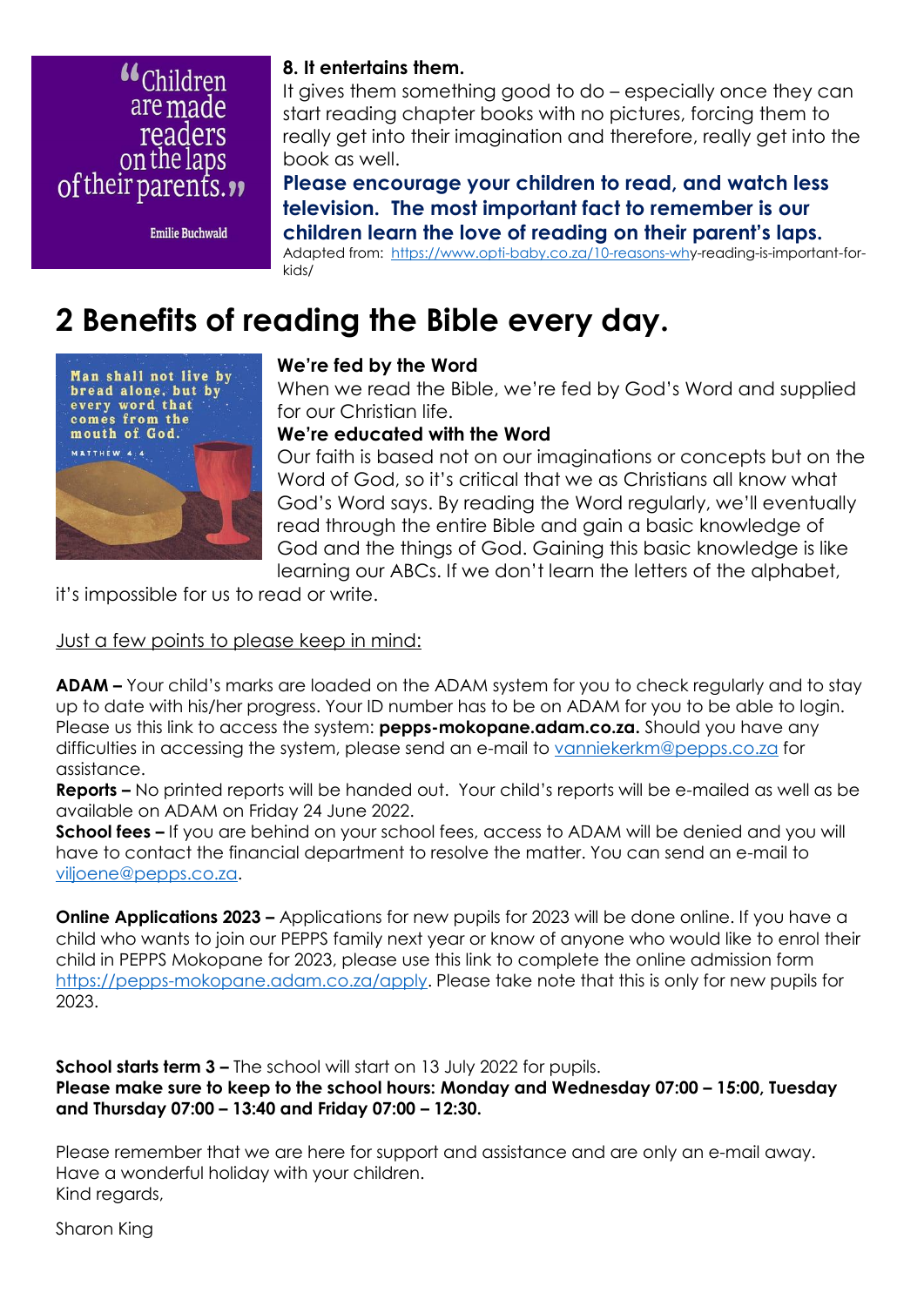“Children are made readers on the laps of their parents.”

Emilie Buchwald

**8. It entertains them.**

It gives them something good to do – especially once they can start reading chapter books with no pictures, forcing them to really get into their imagination and therefore, really get into the book as well.

**Please encourage your children to read, and watch less television. The most important fact to remember is our children learn the love of reading on their parent's laps.**

Adapted from: https://www.opti-baby.co.za/10-reasons-why-reading-is-important-for-kids/

# 2 Benefits of reading the Bible every day.

Man shall not live by bread alone, but by every word that comes from the mouth of God.
MATTHEW 4:4

**We're fed by the Word**

When we read the Bible, we're fed by God's Word and supplied for our Christian life.

**We're educated with the Word**

Our faith is based not on our imaginations or concepts but on the Word of God, so it's critical that we as Christians all know what God's Word says. By reading the Word regularly, we'll eventually read through the entire Bible and gain a basic knowledge of God and the things of God. Gaining this basic knowledge is like learning our ABCs. If we don't learn the letters of the alphabet, it's impossible for us to read or write.

<u>Just a few points to please keep in mind:</u>

**ADAM –** Your child's marks are loaded on the ADAM system for you to check regularly and to stay up to date with his/her progress. Your ID number has to be on ADAM for you to be able to login. Please us this link to access the system: **pepps-mokopane.adam.co.za.** Should you have any difficulties in accessing the system, please send an e-mail to vanniekerkm@pepps.co.za for assistance.

**Reports –** No printed reports will be handed out. Your child's reports will be e-mailed as well as be available on ADAM on Friday 24 June 2022.

**School fees –** If you are behind on your school fees, access to ADAM will be denied and you will have to contact the financial department to resolve the matter. You can send an e-mail to viljoene@pepps.co.za.

**Online Applications 2023 –** Applications for new pupils for 2023 will be done online. If you have a child who wants to join our PEPPS family next year or know of anyone who would like to enrol their child in PEPPS Mokopane for 2023, please use this link to complete the online admission form https://pepps-mokopane.adam.co.za/apply. Please take note that this is only for new pupils for 2023.

**School starts term 3 –** The school will start on 13 July 2022 for pupils.
**Please make sure to keep to the school hours: Monday and Wednesday 07:00 – 15:00, Tuesday and Thursday 07:00 – 13:40 and Friday 07:00 – 12:30.**

Please remember that we are here for support and assistance and are only an e-mail away.
Have a wonderful holiday with your children.
Kind regards,

Sharon King